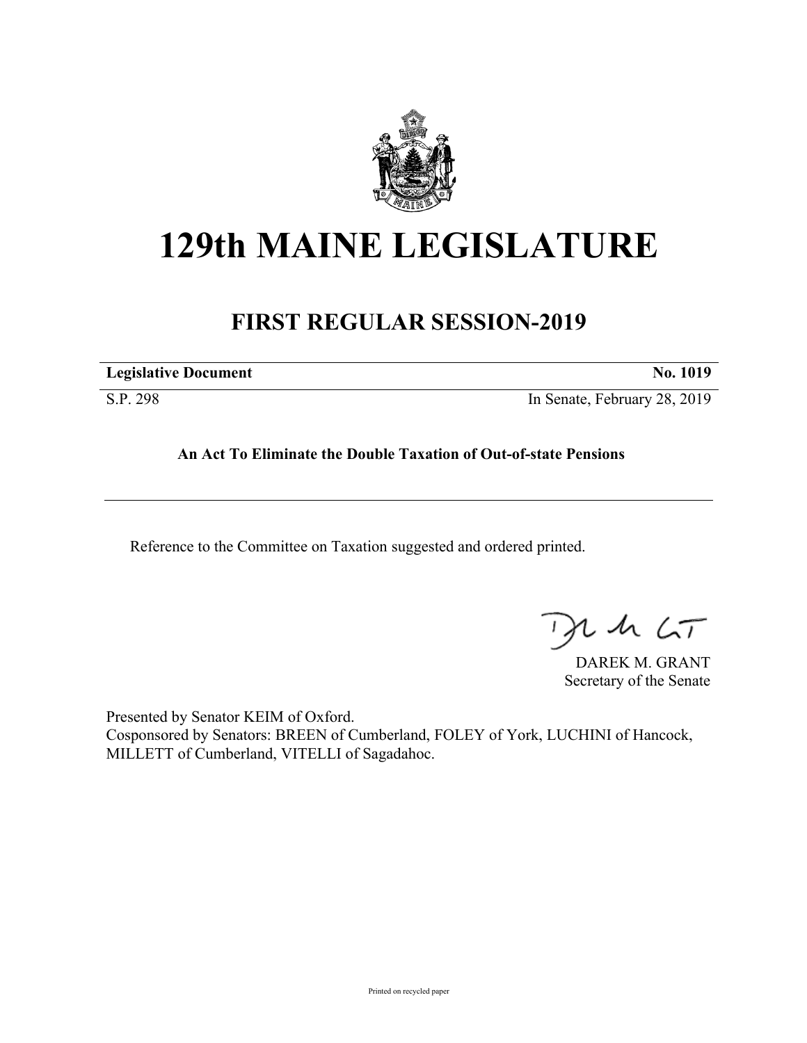# 129th MAINE LEGISLATURE

## FIRST REGULAR SESSION-2019

**Legislative Document** **No. 1019**

S.P. 298 In Senate, February 28, 2019

**An Act To Eliminate the Double Taxation of Out-of-state Pensions**

---

Reference to the Committee on Taxation suggested and ordered printed.

DAREK M. GRANT
Secretary of the Senate

Presented by Senator KEIM of Oxford.
Cosponsored by Senators: BREEN of Cumberland, FOLEY of York, LUCHINI of Hancock, MILLETT of Cumberland, VITELLI of Sagadahoc.

Printed on recycled paper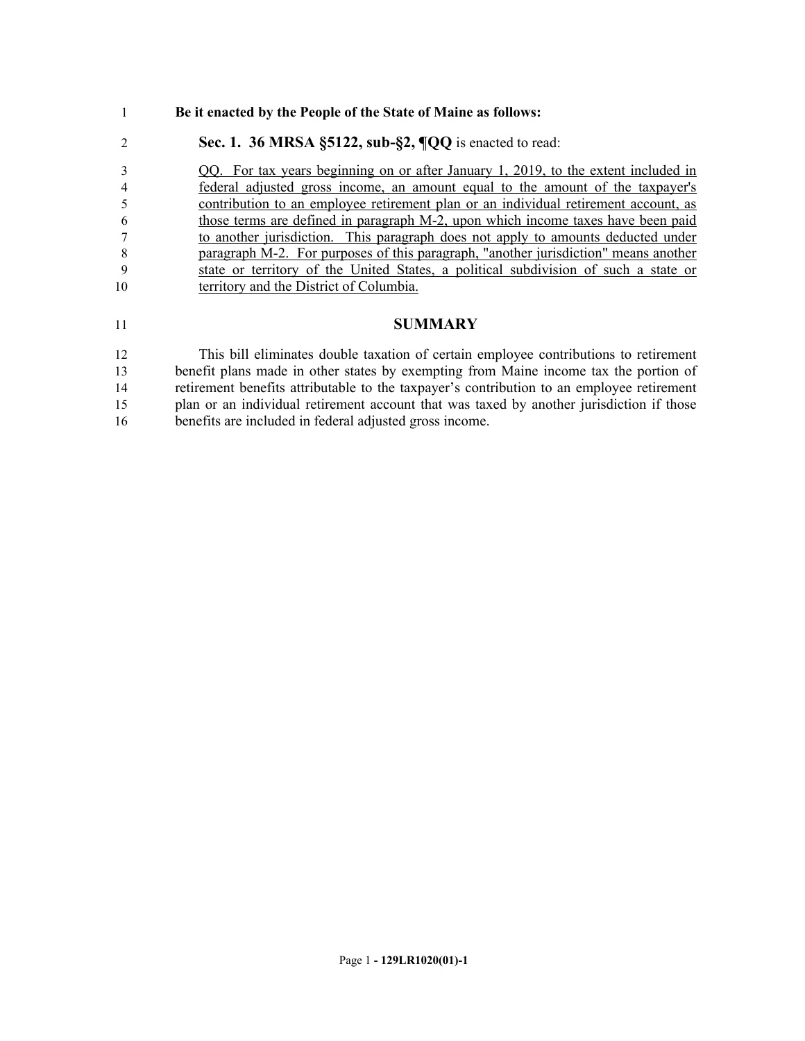**Be it enacted by the People of the State of Maine as follows:**

**Sec. 1. 36 MRSA §5122, sub-§2, ¶QQ** is enacted to read:

QQ. For tax years beginning on or after January 1, 2019, to the extent included in federal adjusted gross income, an amount equal to the amount of the taxpayer's contribution to an employee retirement plan or an individual retirement account, as those terms are defined in paragraph M-2, upon which income taxes have been paid to another jurisdiction. This paragraph does not apply to amounts deducted under paragraph M-2. For purposes of this paragraph, "another jurisdiction" means another state or territory of the United States, a political subdivision of such a state or territory and the District of Columbia.

## SUMMARY

This bill eliminates double taxation of certain employee contributions to retirement benefit plans made in other states by exempting from Maine income tax the portion of retirement benefits attributable to the taxpayer's contribution to an employee retirement plan or an individual retirement account that was taxed by another jurisdiction if those benefits are included in federal adjusted gross income.